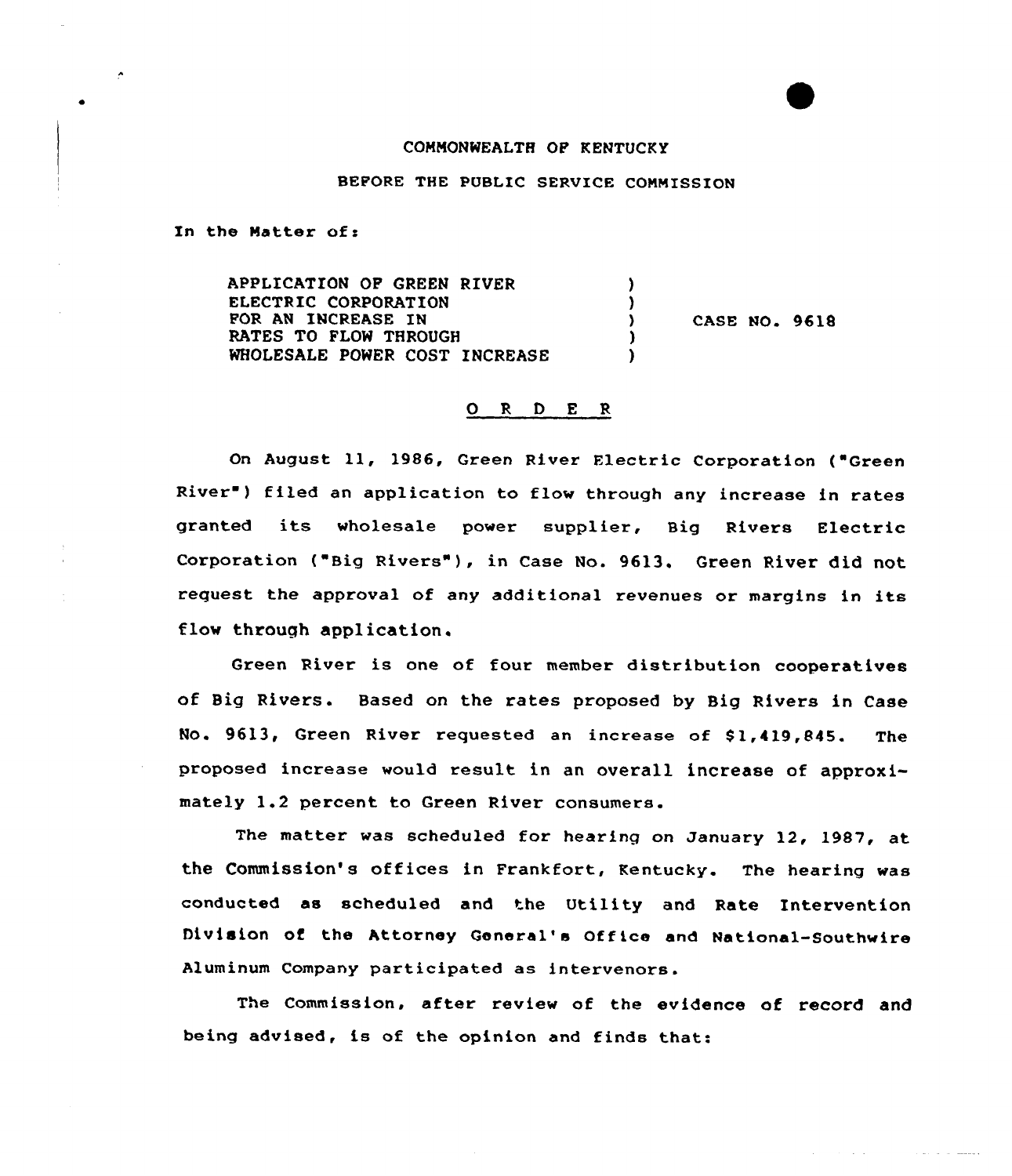COMMONWEALTH OF KENTUCKY

BEFORE THE PUBLIC SERVICE COMMISSION

In the Matter of:

| | | |
|---|---|---|
| APPLICATION OF GREEN RIVER ELECTRIC CORPORATION FOR AN INCREASE IN RATES TO FLOW THROUGH WHOLESALE POWER COST INCREASE | ) ) ) ) ) | CASE NO. 9618 |

## O R D E R

On August 11, 1986, Green River Electric Corporation ("Green River") filed an application to flow through any increase in rates granted its wholesale power supplier, Big Rivers Electric Corporation ("Big Rivers"), in Case No. 9613. Green River did not request the approval of any additional revenues or margins in its flow through application.

Green River is one of four member distribution cooperatives of Big Rivers. Based on the rates proposed by Big Rivers in Case No. 9613, Green River requested an increase of $1,419,845. The proposed increase would result in an overall increase of approximately 1.2 percent to Green River consumers.

The matter was scheduled for hearing on January 12, 1987, at the Commission's offices in Frankfort, Kentucky. The hearing was conducted as scheduled and the Utility and Rate Intervention Division of the Attorney General's Office and National-Southwire Aluminum Company participated as intervenors.

The Commission, after review of the evidence of record and being advised, is of the opinion and finds that: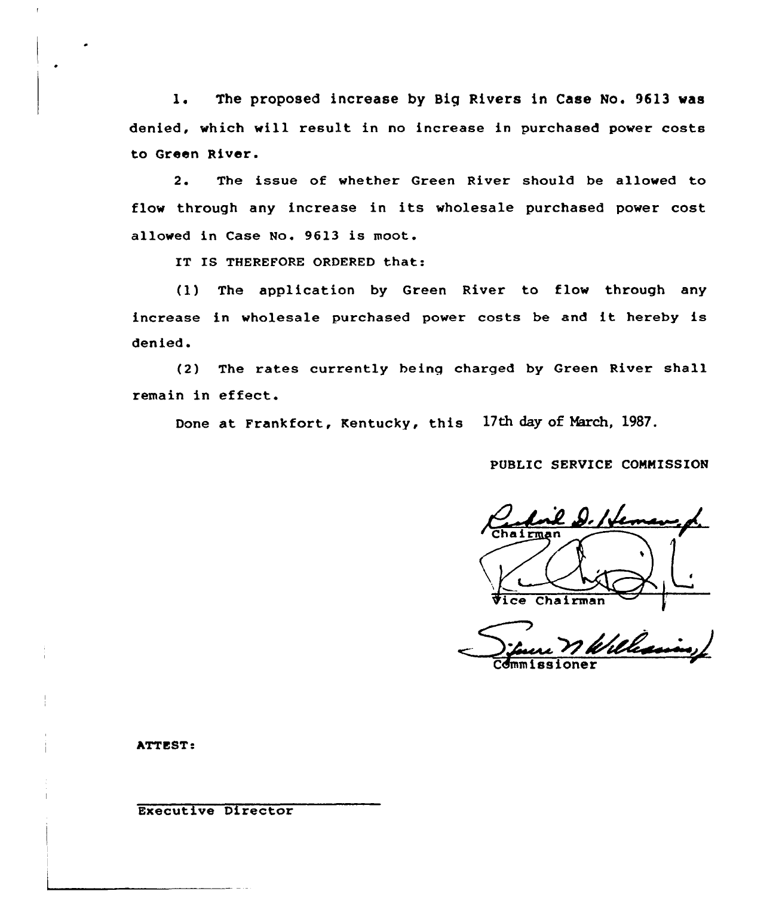1. The proposed increase by Big Rivers in Case No. 9613 was denied, which will result in no increase in purchased power costs to Green River.

2. The issue of whether Green River should be allowed to flow through any increase in its wholesale purchased power cost allowed in Case No. 9613 is moot.

IT IS THEREFORE ORDERED that:

(1) The application by Green River to flow through any increase in wholesale purchased power costs be and it hereby is denied.

(2) The rates currently being charged by Green River shall remain in effect.

Done at Frankfort, Kentucky, this 17th day of March, 1987.

PUBLIC SERVICE COMMISSION

Chairman

Vice Chairman

Commissioner

ATTEST:

Executive Director